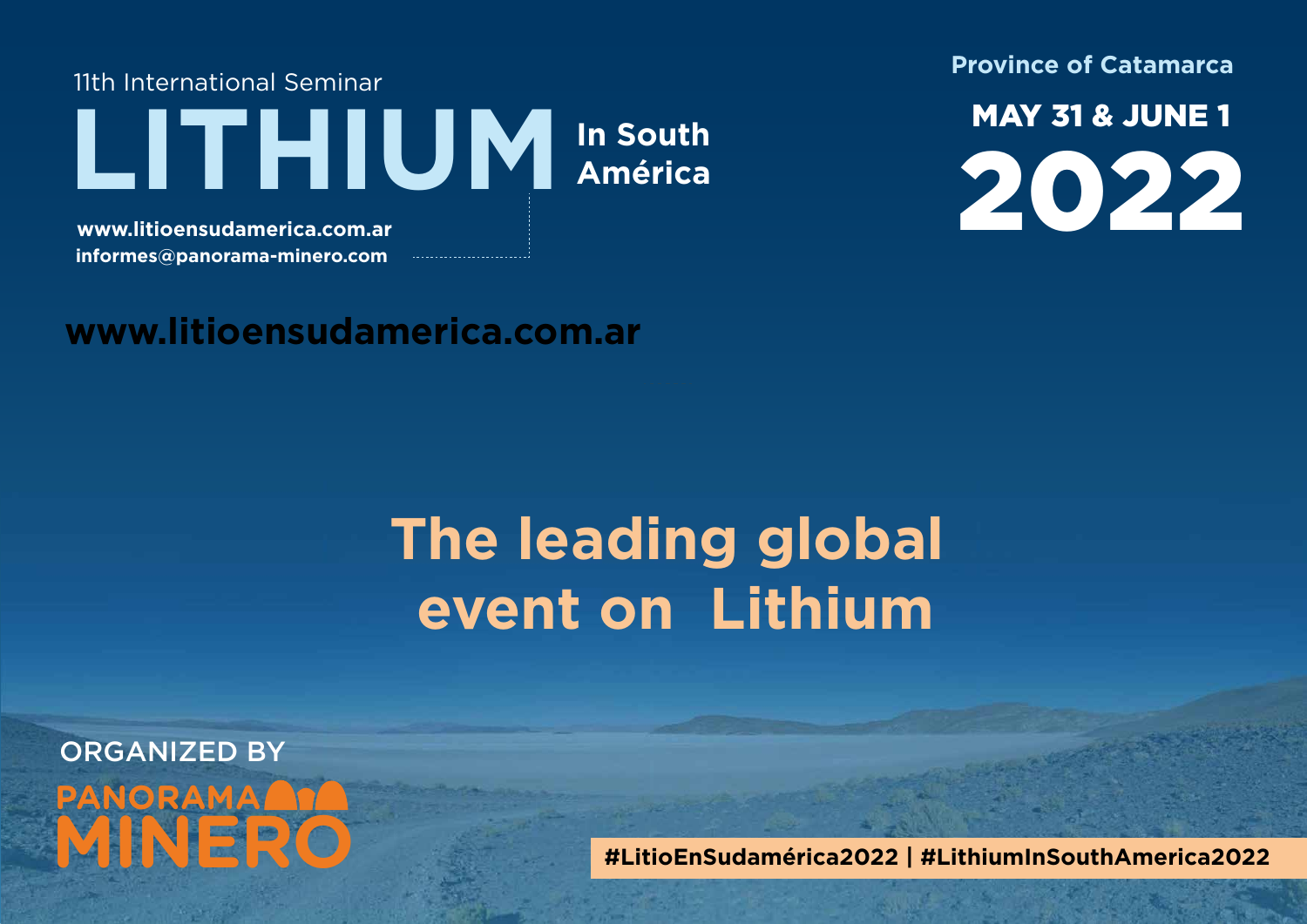11th International Seminar

# LITHIUM In South América

www.litioensudamerica.com.ar
informes@panorama-minero.com

Province of Catamarca

**MAY 31 & JUNE 1**

# 2022

**www.litioensudamerica.com.ar**

## The leading global event on Lithium

ORGANIZED BY

PANORAMA MINERO

**#LitioEnSudamérica2022 | #LithiumInSouthAmerica2022**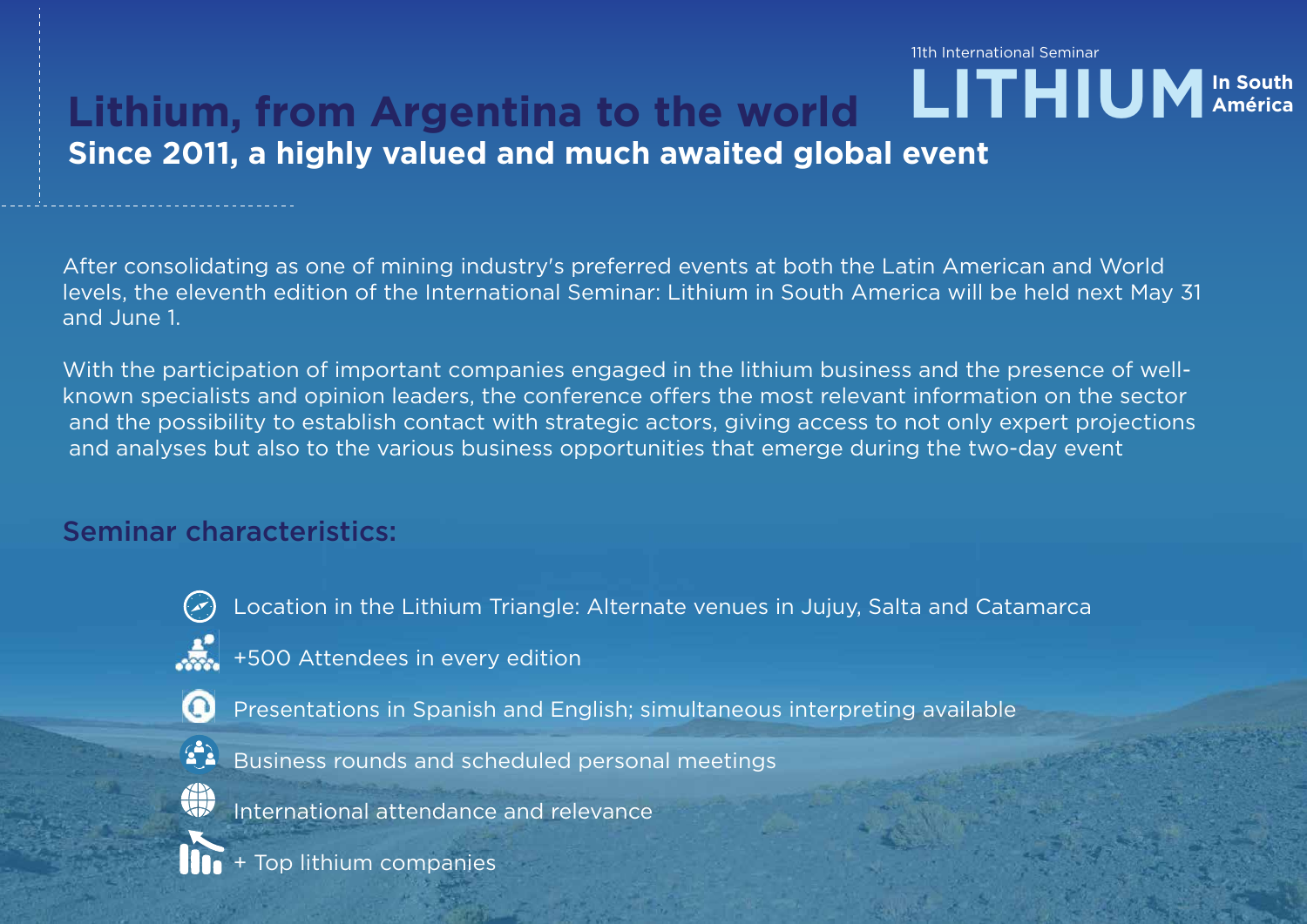11th International Seminar

**LITHIUM** In South América

# Lithium, from Argentina to the world

## Since 2011, a highly valued and much awaited global event

After consolidating as one of mining industry's preferred events at both the Latin American and World levels, the eleventh edition of the International Seminar: Lithium in South America will be held next May 31 and June 1.

With the participation of important companies engaged in the lithium business and the presence of well-known specialists and opinion leaders, the conference offers the most relevant information on the sector and the possibility to establish contact with strategic actors, giving access to not only expert projections and analyses but also to the various business opportunities that emerge during the two-day event

## Seminar characteristics:

- Location in the Lithium Triangle: Alternate venues in Jujuy, Salta and Catamarca
- +500 Attendees in every edition
- Presentations in Spanish and English; simultaneous interpreting available
- Business rounds and scheduled personal meetings
- International attendance and relevance
- + Top lithium companies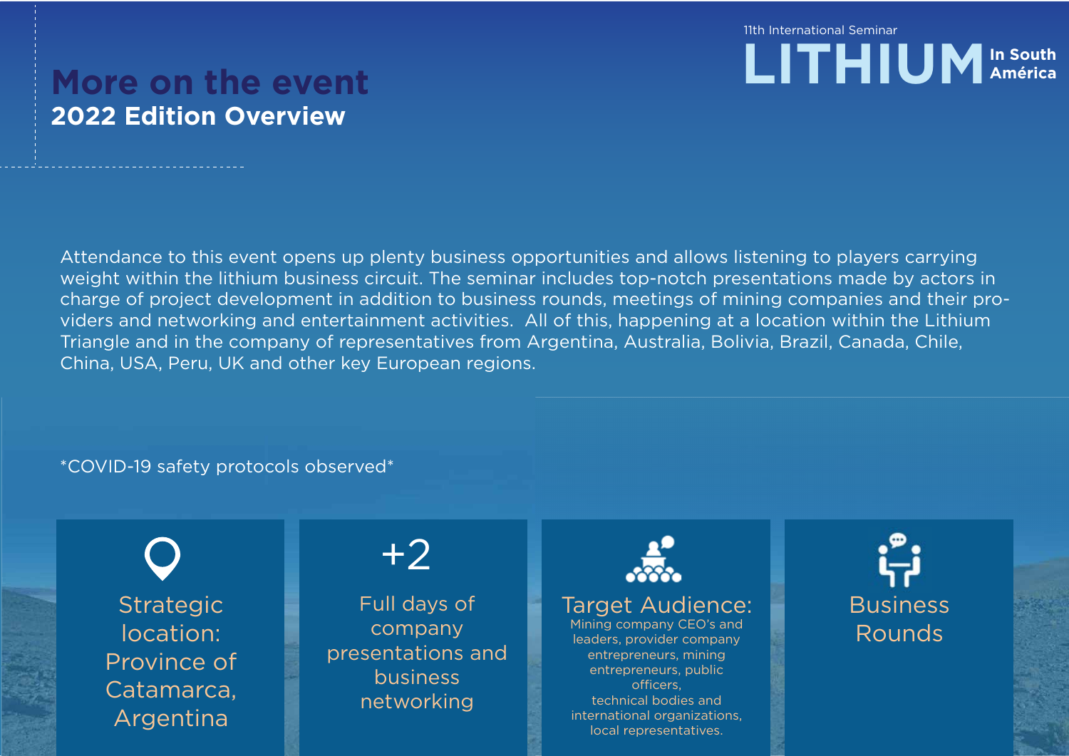11th International Seminar

**LITHIUM** In South América

# More on the event

## 2022 Edition Overview

Attendance to this event opens up plenty business opportunities and allows listening to players carrying weight within the lithium business circuit. The seminar includes top-notch presentations made by actors in charge of project development in addition to business rounds, meetings of mining companies and their providers and networking and entertainment activities. All of this, happening at a location within the Lithium Triangle and in the company of representatives from Argentina, Australia, Bolivia, Brazil, Canada, Chile, China, USA, Peru, UK and other key European regions.

*COVID-19 safety protocols observed*

**Strategic location: Province of Catamarca, Argentina**

**+2**
**Full days of company presentations and business networking**

**Target Audience:**
Mining company CEO's and leaders, provider company entrepreneurs, mining entrepreneurs, public officers, technical bodies and international organizations, local representatives.

**Business Rounds**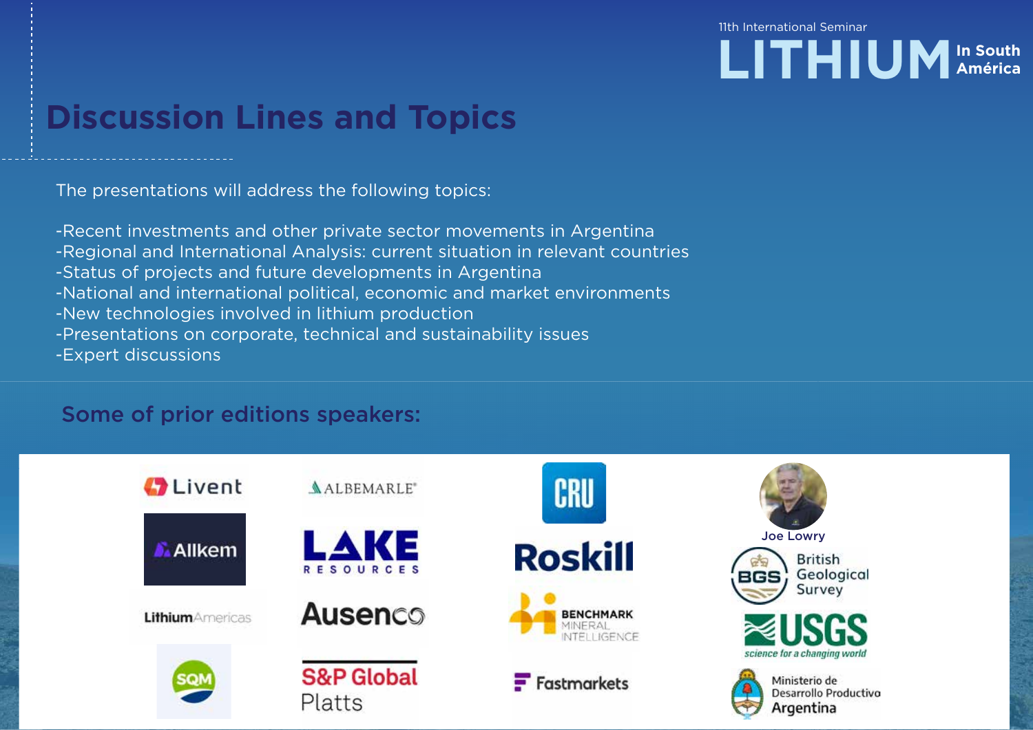11th International Seminar

LITHIUM In South América

# Discussion Lines and Topics

The presentations will address the following topics:

- -Recent investments and other private sector movements in Argentina
- -Regional and International Analysis: current situation in relevant countries
- -Status of projects and future developments in Argentina
- -National and international political, economic and market environments
- -New technologies involved in lithium production
- -Presentations on corporate, technical and sustainability issues
- -Expert discussions

## Some of prior editions speakers:

Livent

ALBEMARLE

CRU

Joe Lowry

Allkem

LAKE RESOURCES

Roskill

BGS British Geological Survey

LithiumAmericas

Ausenco

BENCHMARK MINERAL INTELLIGENCE

USGS science for a changing world

SQM

S&P Global Platts

Fastmarkets

Ministerio de Desarrollo Productivo Argentina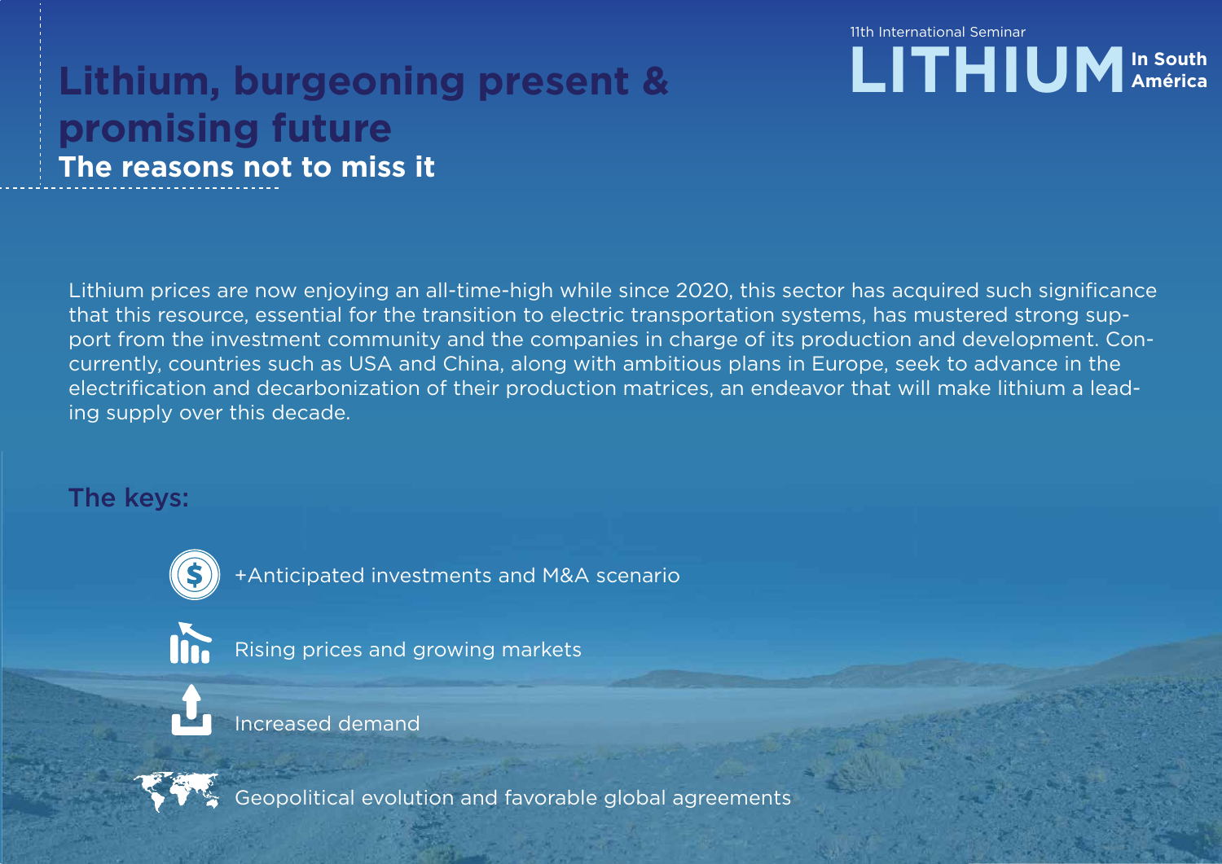11th International Seminar **LITHIUM** In South América

# Lithium, burgeoning present & promising future

## The reasons not to miss it

Lithium prices are now enjoying an all-time-high while since 2020, this sector has acquired such significance that this resource, essential for the transition to electric transportation systems, has mustered strong support from the investment community and the companies in charge of its production and development. Concurrently, countries such as USA and China, along with ambitious plans in Europe, seek to advance in the electrification and decarbonization of their production matrices, an endeavor that will make lithium a leading supply over this decade.

### The keys:

- +Anticipated investments and M&A scenario
- Rising prices and growing markets
- Increased demand
- Geopolitical evolution and favorable global agreements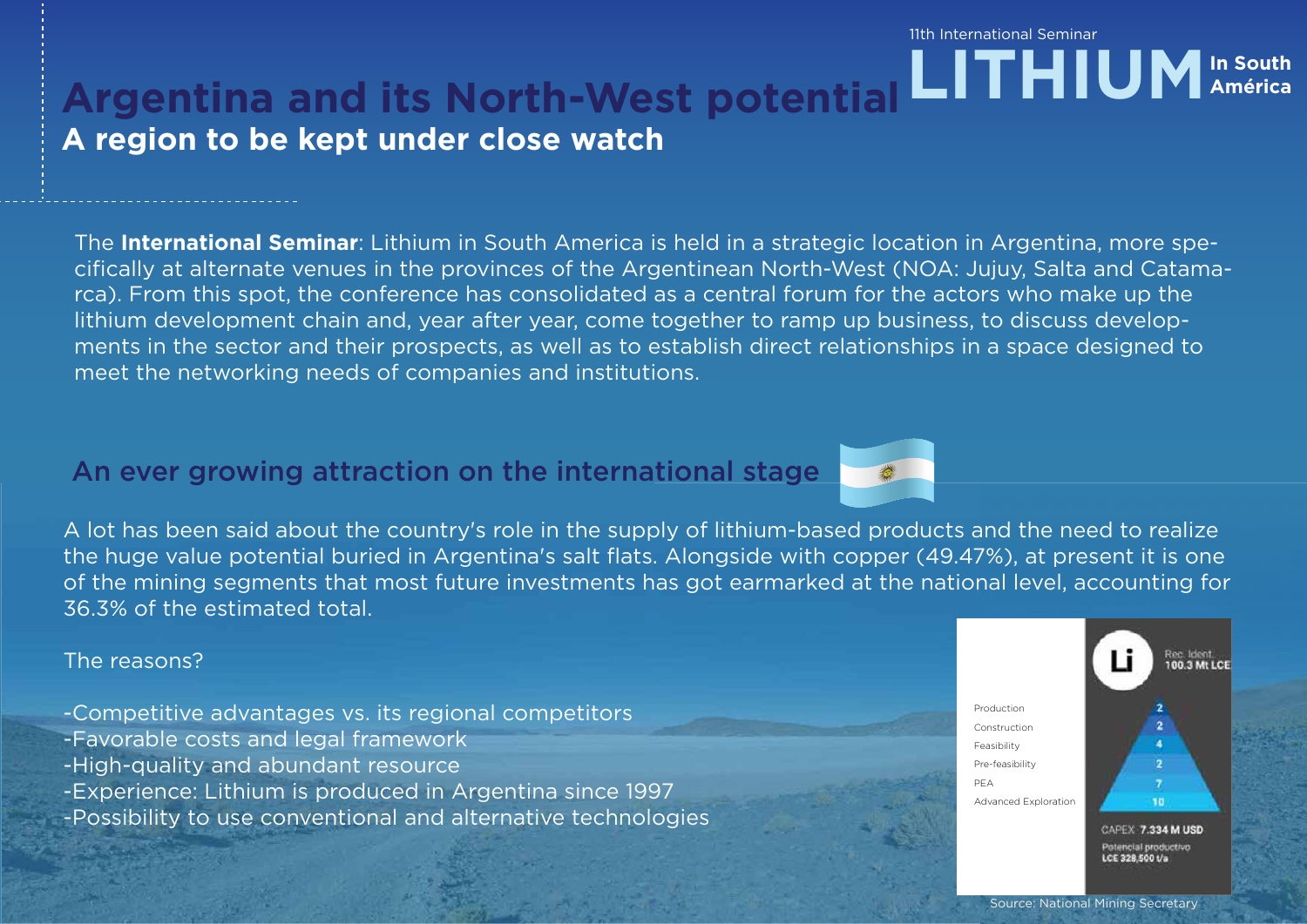# Argentina and its North-West potential

## A region to be kept under close watch

The **International Seminar**: Lithium in South America is held in a strategic location in Argentina, more specifically at alternate venues in the provinces of the Argentinean North-West (NOA: Jujuy, Salta and Catamarca). From this spot, the conference has consolidated as a central forum for the actors who make up the lithium development chain and, year after year, come together to ramp up business, to discuss developments in the sector and their prospects, as well as to establish direct relationships in a space designed to meet the networking needs of companies and institutions.

## An ever growing attraction on the international stage

A lot has been said about the country's role in the supply of lithium-based products and the need to realize the huge value potential buried in Argentina's salt flats. Alongside with copper (49.47%), at present it is one of the mining segments that most future investments has got earmarked at the national level, accounting for 36.3% of the estimated total.

The reasons?

- Competitive advantages vs. its regional competitors
- Favorable costs and legal framework
- High-quality and abundant resource
- Experience: Lithium is produced in Argentina since 1997
- Possibility to use conventional and alternative technologies

**Li** — Rec. Ident. 100.3 Mt LCE

| Stage | Projects |
|---|---|
| Production | 2 |
| Construction | 2 |
| Feasibility | 4 |
| Pre-feasibility | 2 |
| PEA | 7 |
| Advanced Exploration | 10 |

CAPEX 7.334 M USD

Potencial productivo LCE 328,500 t/a

Source: National Mining Secretary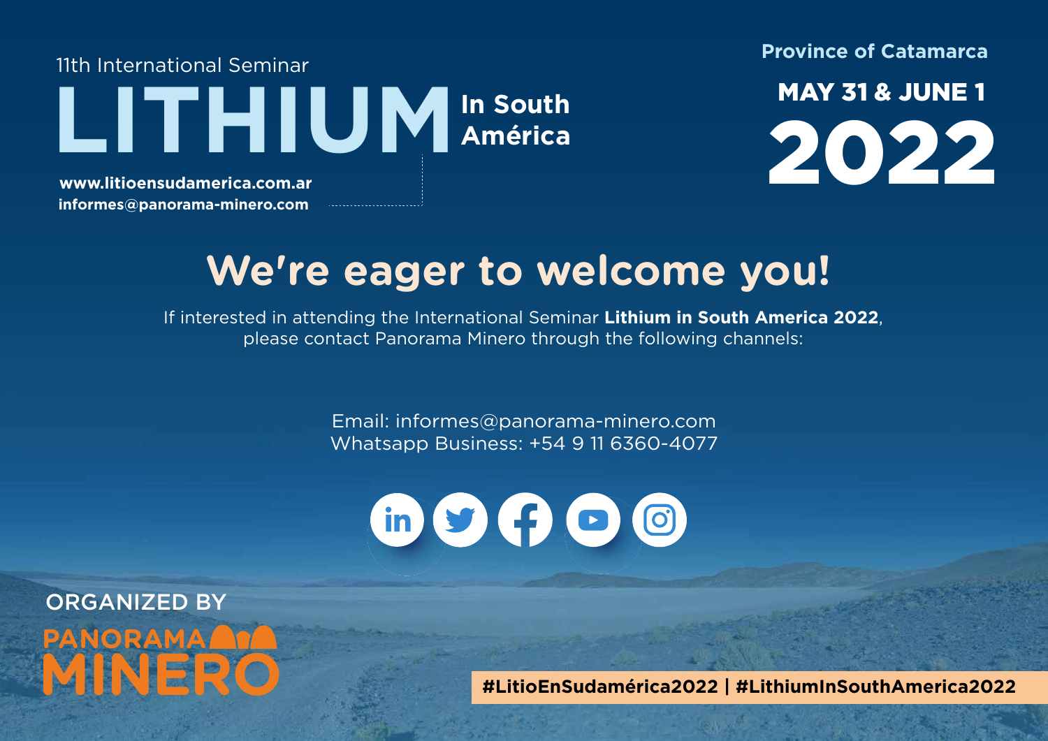11th International Seminar

# LITHIUM In South América

www.litioensudamerica.com.ar
informes@panorama-minero.com

**Province of Catamarca**

**MAY 31 & JUNE 1**

**2022**

## We're eager to welcome you!

If interested in attending the International Seminar **Lithium in South America 2022**, please contact Panorama Minero through the following channels:

Email: informes@panorama-minero.com
Whatsapp Business: +54 9 11 6360-4077

ORGANIZED BY

PANORAMA MINERO

**#LitioEnSudamérica2022 | #LithiumInSouthAmerica2022**